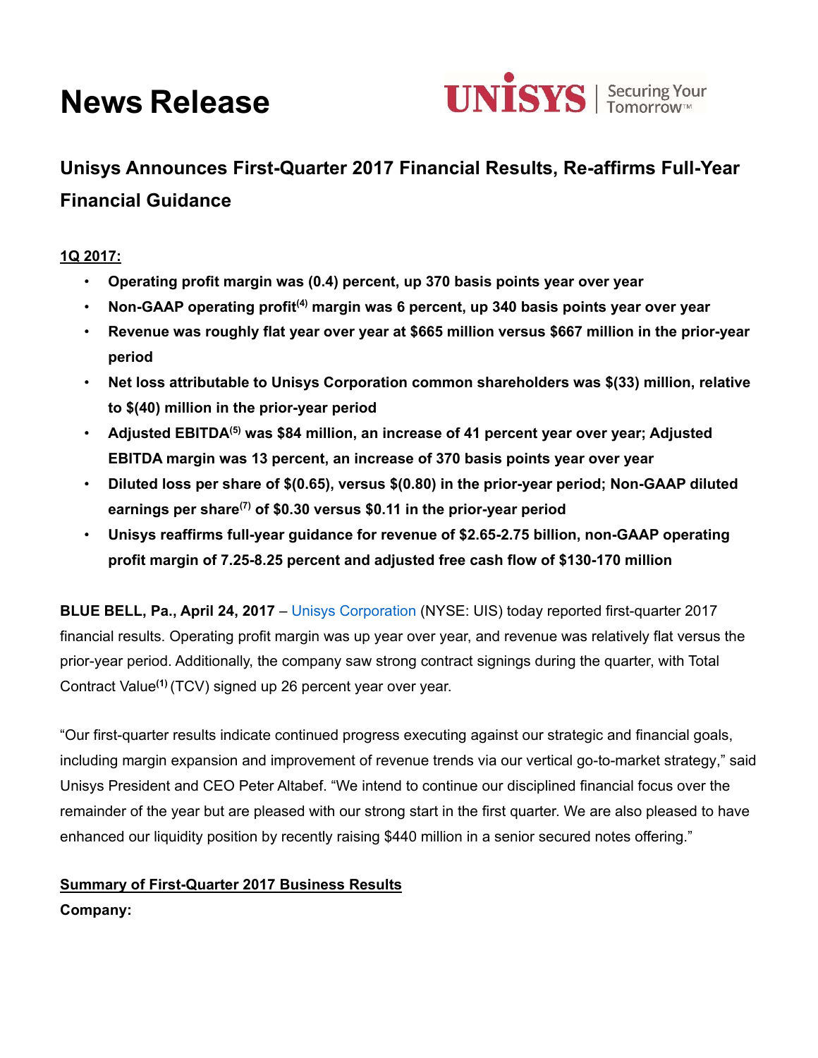# News Release

UNISYS | Securing Your Tomorrow™

## Unisys Announces First-Quarter 2017 Financial Results, Re-affirms Full-Year Financial Guidance

**1Q 2017:**

- **Operating profit margin was (0.4) percent, up 370 basis points year over year**
- **Non-GAAP operating profit[4] margin was 6 percent, up 340 basis points year over year**
- **Revenue was roughly flat year over year at $665 million versus $667 million in the prior-year period**
- **Net loss attributable to Unisys Corporation common shareholders was $(33) million, relative to $(40) million in the prior-year period**
- **Adjusted EBITDA[5] was $84 million, an increase of 41 percent year over year; Adjusted EBITDA margin was 13 percent, an increase of 370 basis points year over year**
- **Diluted loss per share of $(0.65), versus $(0.80) in the prior-year period; Non-GAAP diluted earnings per share[7] of $0.30 versus $0.11 in the prior-year period**
- **Unisys reaffirms full-year guidance for revenue of $2.65-2.75 billion, non-GAAP operating profit margin of 7.25-8.25 percent and adjusted free cash flow of $130-170 million**

**BLUE BELL, Pa., April 24, 2017** – Unisys Corporation (NYSE: UIS) today reported first-quarter 2017 financial results. Operating profit margin was up year over year, and revenue was relatively flat versus the prior-year period. Additionally, the company saw strong contract signings during the quarter, with Total Contract Value[1] (TCV) signed up 26 percent year over year.

"Our first-quarter results indicate continued progress executing against our strategic and financial goals, including margin expansion and improvement of revenue trends via our vertical go-to-market strategy," said Unisys President and CEO Peter Altabef. "We intend to continue our disciplined financial focus over the remainder of the year but are pleased with our strong start in the first quarter. We are also pleased to have enhanced our liquidity position by recently raising $440 million in a senior secured notes offering."

**Summary of First-Quarter 2017 Business Results**

**Company:**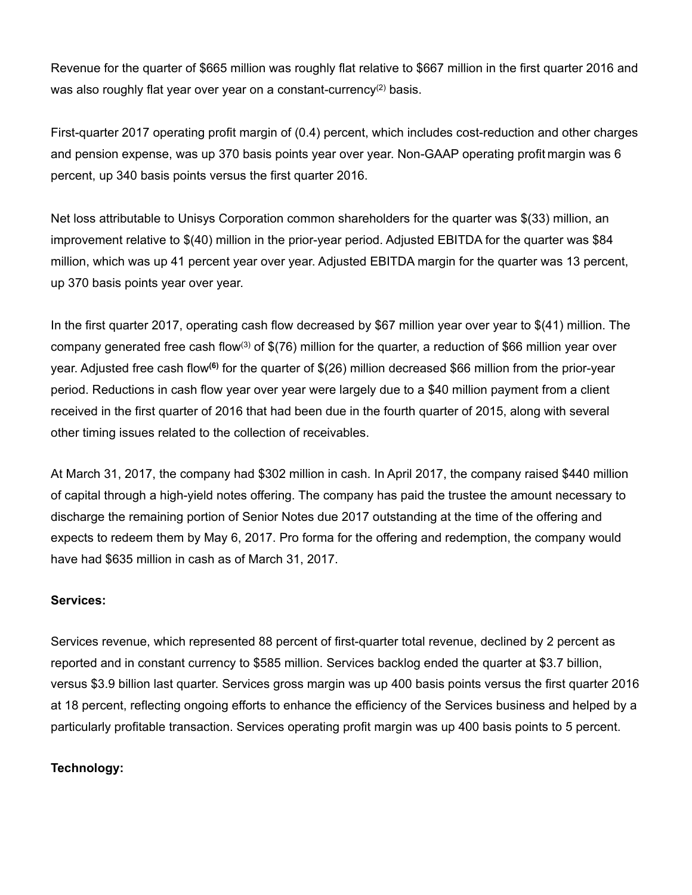Revenue for the quarter of $665 million was roughly flat relative to $667 million in the first quarter 2016 and was also roughly flat year over year on a constant-currency[2] basis.

First-quarter 2017 operating profit margin of (0.4) percent, which includes cost-reduction and other charges and pension expense, was up 370 basis points year over year. Non-GAAP operating profit margin was 6 percent, up 340 basis points versus the first quarter 2016.

Net loss attributable to Unisys Corporation common shareholders for the quarter was $(33) million, an improvement relative to $(40) million in the prior-year period. Adjusted EBITDA for the quarter was $84 million, which was up 41 percent year over year. Adjusted EBITDA margin for the quarter was 13 percent, up 370 basis points year over year.

In the first quarter 2017, operating cash flow decreased by $67 million year over year to $(41) million. The company generated free cash flow[3] of $(76) million for the quarter, a reduction of $66 million year over year. Adjusted free cash flow[6] for the quarter of $(26) million decreased $66 million from the prior-year period. Reductions in cash flow year over year were largely due to a $40 million payment from a client received in the first quarter of 2016 that had been due in the fourth quarter of 2015, along with several other timing issues related to the collection of receivables.

At March 31, 2017, the company had $302 million in cash. In April 2017, the company raised $440 million of capital through a high-yield notes offering. The company has paid the trustee the amount necessary to discharge the remaining portion of Senior Notes due 2017 outstanding at the time of the offering and expects to redeem them by May 6, 2017. Pro forma for the offering and redemption, the company would have had $635 million in cash as of March 31, 2017.

**Services:**

Services revenue, which represented 88 percent of first-quarter total revenue, declined by 2 percent as reported and in constant currency to $585 million. Services backlog ended the quarter at $3.7 billion, versus $3.9 billion last quarter. Services gross margin was up 400 basis points versus the first quarter 2016 at 18 percent, reflecting ongoing efforts to enhance the efficiency of the Services business and helped by a particularly profitable transaction. Services operating profit margin was up 400 basis points to 5 percent.

**Technology:**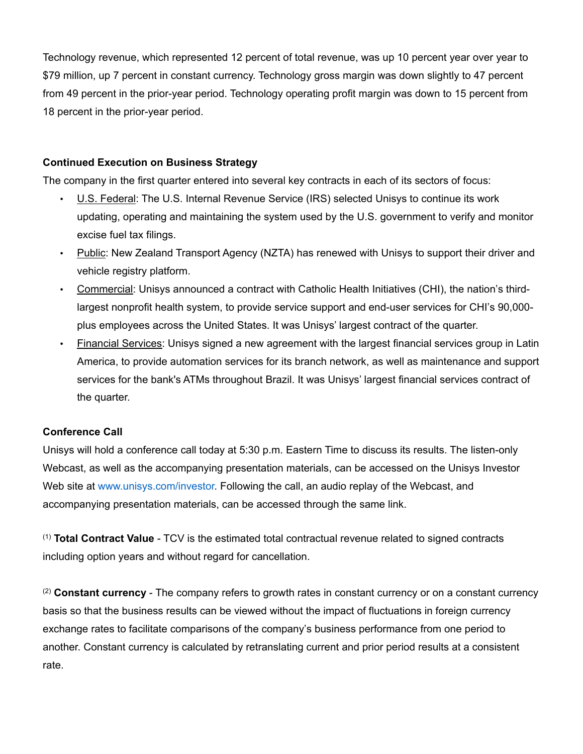Technology revenue, which represented 12 percent of total revenue, was up 10 percent year over year to $79 million, up 7 percent in constant currency. Technology gross margin was down slightly to 47 percent from 49 percent in the prior-year period. Technology operating profit margin was down to 15 percent from 18 percent in the prior-year period.

**Continued Execution on Business Strategy**

The company in the first quarter entered into several key contracts in each of its sectors of focus:

- U.S. Federal: The U.S. Internal Revenue Service (IRS) selected Unisys to continue its work updating, operating and maintaining the system used by the U.S. government to verify and monitor excise fuel tax filings.
- Public: New Zealand Transport Agency (NZTA) has renewed with Unisys to support their driver and vehicle registry platform.
- Commercial: Unisys announced a contract with Catholic Health Initiatives (CHI), the nation's third-largest nonprofit health system, to provide service support and end-user services for CHI's 90,000-plus employees across the United States. It was Unisys' largest contract of the quarter.
- Financial Services: Unisys signed a new agreement with the largest financial services group in Latin America, to provide automation services for its branch network, as well as maintenance and support services for the bank's ATMs throughout Brazil. It was Unisys' largest financial services contract of the quarter.

**Conference Call**

Unisys will hold a conference call today at 5:30 p.m. Eastern Time to discuss its results. The listen-only Webcast, as well as the accompanying presentation materials, can be accessed on the Unisys Investor Web site at www.unisys.com/investor. Following the call, an audio replay of the Webcast, and accompanying presentation materials, can be accessed through the same link.

(1) **Total Contract Value** - TCV is the estimated total contractual revenue related to signed contracts including option years and without regard for cancellation.

(2) **Constant currency** - The company refers to growth rates in constant currency or on a constant currency basis so that the business results can be viewed without the impact of fluctuations in foreign currency exchange rates to facilitate comparisons of the company's business performance from one period to another. Constant currency is calculated by retranslating current and prior period results at a consistent rate.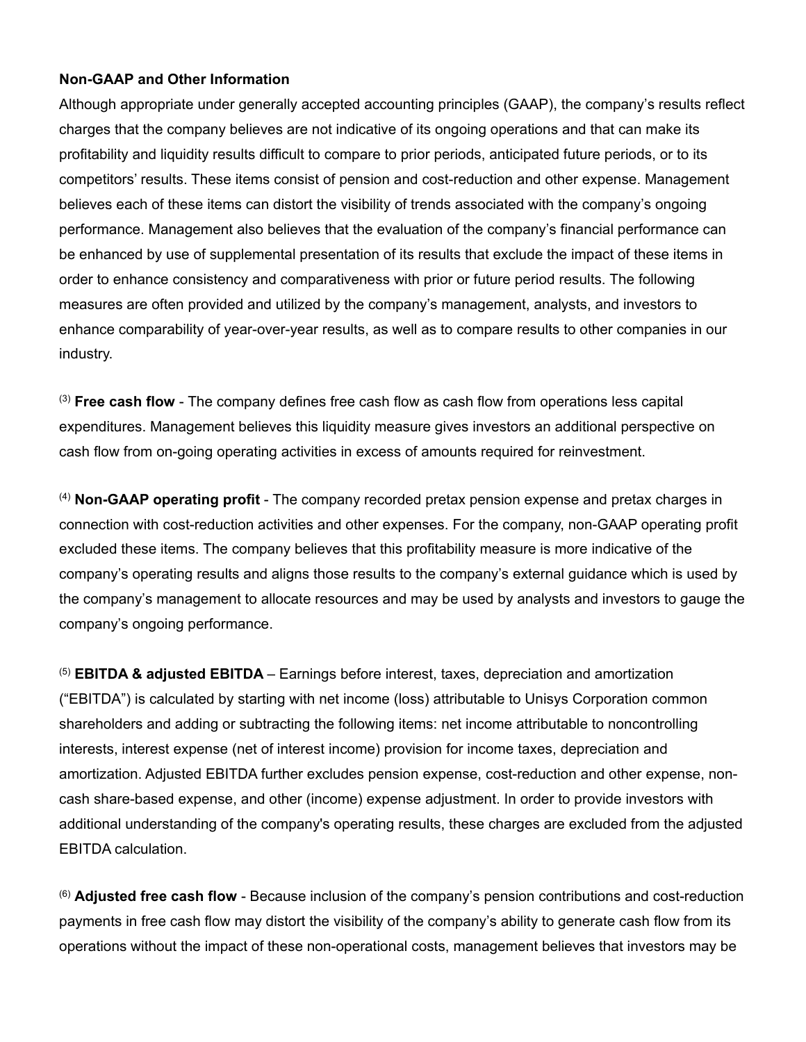**Non-GAAP and Other Information**

Although appropriate under generally accepted accounting principles (GAAP), the company's results reflect charges that the company believes are not indicative of its ongoing operations and that can make its profitability and liquidity results difficult to compare to prior periods, anticipated future periods, or to its competitors' results. These items consist of pension and cost-reduction and other expense. Management believes each of these items can distort the visibility of trends associated with the company's ongoing performance. Management also believes that the evaluation of the company's financial performance can be enhanced by use of supplemental presentation of its results that exclude the impact of these items in order to enhance consistency and comparativeness with prior or future period results. The following measures are often provided and utilized by the company's management, analysts, and investors to enhance comparability of year-over-year results, as well as to compare results to other companies in our industry.

(3) **Free cash flow** - The company defines free cash flow as cash flow from operations less capital expenditures. Management believes this liquidity measure gives investors an additional perspective on cash flow from on-going operating activities in excess of amounts required for reinvestment.

(4) **Non-GAAP operating profit** - The company recorded pretax pension expense and pretax charges in connection with cost-reduction activities and other expenses. For the company, non-GAAP operating profit excluded these items. The company believes that this profitability measure is more indicative of the company's operating results and aligns those results to the company's external guidance which is used by the company's management to allocate resources and may be used by analysts and investors to gauge the company's ongoing performance.

(5) **EBITDA & adjusted EBITDA** – Earnings before interest, taxes, depreciation and amortization ("EBITDA") is calculated by starting with net income (loss) attributable to Unisys Corporation common shareholders and adding or subtracting the following items: net income attributable to noncontrolling interests, interest expense (net of interest income) provision for income taxes, depreciation and amortization. Adjusted EBITDA further excludes pension expense, cost-reduction and other expense, non-cash share-based expense, and other (income) expense adjustment. In order to provide investors with additional understanding of the company's operating results, these charges are excluded from the adjusted EBITDA calculation.

(6) **Adjusted free cash flow** - Because inclusion of the company's pension contributions and cost-reduction payments in free cash flow may distort the visibility of the company's ability to generate cash flow from its operations without the impact of these non-operational costs, management believes that investors may be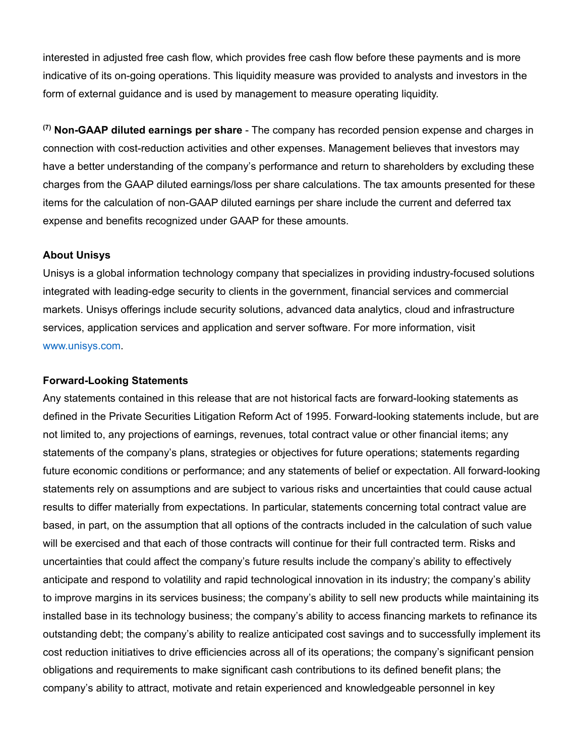interested in adjusted free cash flow, which provides free cash flow before these payments and is more indicative of its on-going operations. This liquidity measure was provided to analysts and investors in the form of external guidance and is used by management to measure operating liquidity.

[7] **Non-GAAP diluted earnings per share** - The company has recorded pension expense and charges in connection with cost-reduction activities and other expenses. Management believes that investors may have a better understanding of the company's performance and return to shareholders by excluding these charges from the GAAP diluted earnings/loss per share calculations. The tax amounts presented for these items for the calculation of non-GAAP diluted earnings per share include the current and deferred tax expense and benefits recognized under GAAP for these amounts.

**About Unisys**

Unisys is a global information technology company that specializes in providing industry-focused solutions integrated with leading-edge security to clients in the government, financial services and commercial markets. Unisys offerings include security solutions, advanced data analytics, cloud and infrastructure services, application services and application and server software. For more information, visit www.unisys.com.

**Forward-Looking Statements**

Any statements contained in this release that are not historical facts are forward-looking statements as defined in the Private Securities Litigation Reform Act of 1995. Forward-looking statements include, but are not limited to, any projections of earnings, revenues, total contract value or other financial items; any statements of the company's plans, strategies or objectives for future operations; statements regarding future economic conditions or performance; and any statements of belief or expectation. All forward-looking statements rely on assumptions and are subject to various risks and uncertainties that could cause actual results to differ materially from expectations. In particular, statements concerning total contract value are based, in part, on the assumption that all options of the contracts included in the calculation of such value will be exercised and that each of those contracts will continue for their full contracted term. Risks and uncertainties that could affect the company's future results include the company's ability to effectively anticipate and respond to volatility and rapid technological innovation in its industry; the company's ability to improve margins in its services business; the company's ability to sell new products while maintaining its installed base in its technology business; the company's ability to access financing markets to refinance its outstanding debt; the company's ability to realize anticipated cost savings and to successfully implement its cost reduction initiatives to drive efficiencies across all of its operations; the company's significant pension obligations and requirements to make significant cash contributions to its defined benefit plans; the company's ability to attract, motivate and retain experienced and knowledgeable personnel in key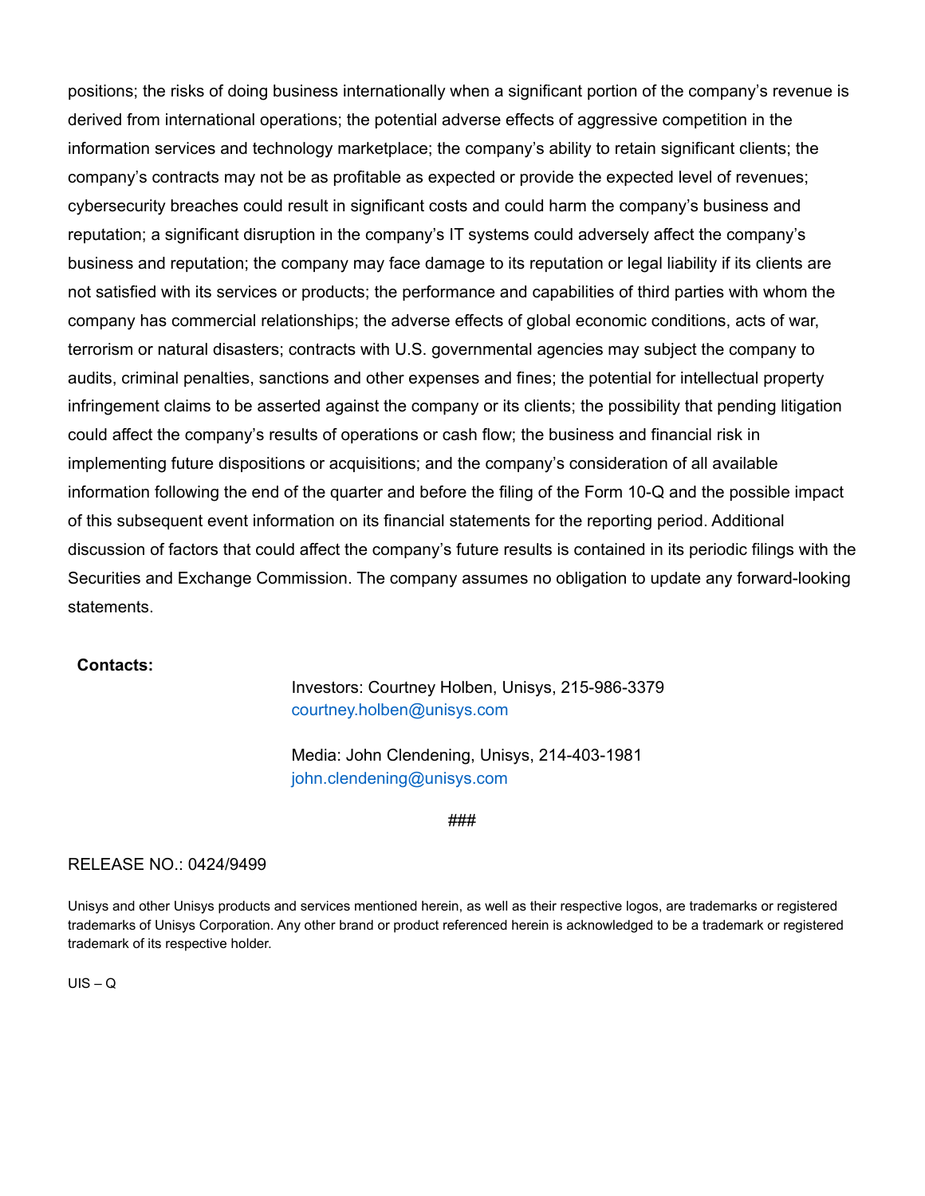positions; the risks of doing business internationally when a significant portion of the company's revenue is derived from international operations; the potential adverse effects of aggressive competition in the information services and technology marketplace; the company's ability to retain significant clients; the company's contracts may not be as profitable as expected or provide the expected level of revenues; cybersecurity breaches could result in significant costs and could harm the company's business and reputation; a significant disruption in the company's IT systems could adversely affect the company's business and reputation; the company may face damage to its reputation or legal liability if its clients are not satisfied with its services or products; the performance and capabilities of third parties with whom the company has commercial relationships; the adverse effects of global economic conditions, acts of war, terrorism or natural disasters; contracts with U.S. governmental agencies may subject the company to audits, criminal penalties, sanctions and other expenses and fines; the potential for intellectual property infringement claims to be asserted against the company or its clients; the possibility that pending litigation could affect the company's results of operations or cash flow; the business and financial risk in implementing future dispositions or acquisitions; and the company's consideration of all available information following the end of the quarter and before the filing of the Form 10-Q and the possible impact of this subsequent event information on its financial statements for the reporting period. Additional discussion of factors that could affect the company's future results is contained in its periodic filings with the Securities and Exchange Commission. The company assumes no obligation to update any forward-looking statements.

**Contacts:**

Investors: Courtney Holben, Unisys, 215-986-3379
courtney.holben@unisys.com

Media: John Clendening, Unisys, 214-403-1981
john.clendening@unisys.com

###

RELEASE NO.: 0424/9499

Unisys and other Unisys products and services mentioned herein, as well as their respective logos, are trademarks or registered trademarks of Unisys Corporation. Any other brand or product referenced herein is acknowledged to be a trademark or registered trademark of its respective holder.

UIS – Q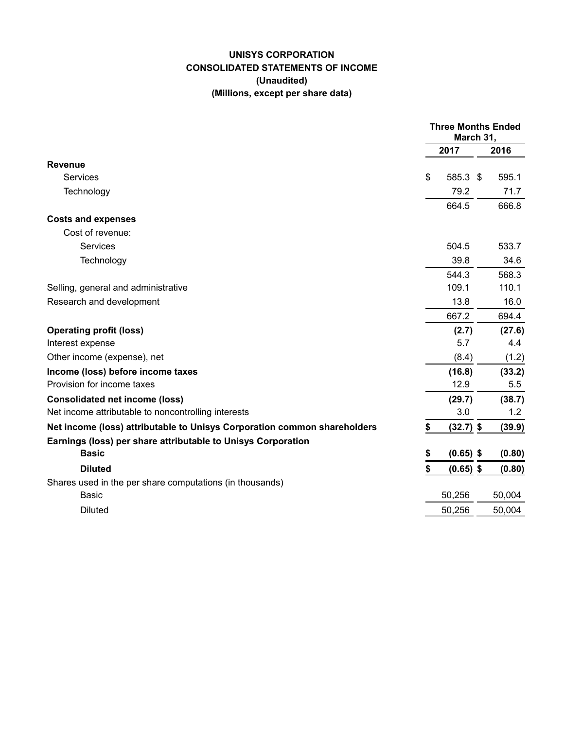# UNISYS CORPORATION
## CONSOLIDATED STATEMENTS OF INCOME
### (Unaudited)
### (Millions, except per share data)

| | Three Months Ended March 31, | |
|---|---|---|
| | 2017 | 2016 |
| **Revenue** | | |
| Services | $ 585.3 | $ 595.1 |
| Technology | 79.2 | 71.7 |
| | 664.5 | 666.8 |
| **Costs and expenses** | | |
| Cost of revenue: | | |
| Services | 504.5 | 533.7 |
| Technology | 39.8 | 34.6 |
| | 544.3 | 568.3 |
| Selling, general and administrative | 109.1 | 110.1 |
| Research and development | 13.8 | 16.0 |
| | 667.2 | 694.4 |
| **Operating profit (loss)** | **(2.7)** | **(27.6)** |
| Interest expense | 5.7 | 4.4 |
| Other income (expense), net | (8.4) | (1.2) |
| **Income (loss) before income taxes** | **(16.8)** | **(33.2)** |
| Provision for income taxes | 12.9 | 5.5 |
| **Consolidated net income (loss)** | **(29.7)** | **(38.7)** |
| Net income attributable to noncontrolling interests | 3.0 | 1.2 |
| **Net income (loss) attributable to Unisys Corporation common shareholders** | **$ (32.7)** | **$ (39.9)** |
| **Earnings (loss) per share attributable to Unisys Corporation** | | |
| **Basic** | **$ (0.65)** | **$ (0.80)** |
| **Diluted** | **$ (0.65)** | **$ (0.80)** |
| Shares used in the per share computations (in thousands) | | |
| Basic | 50,256 | 50,004 |
| Diluted | 50,256 | 50,004 |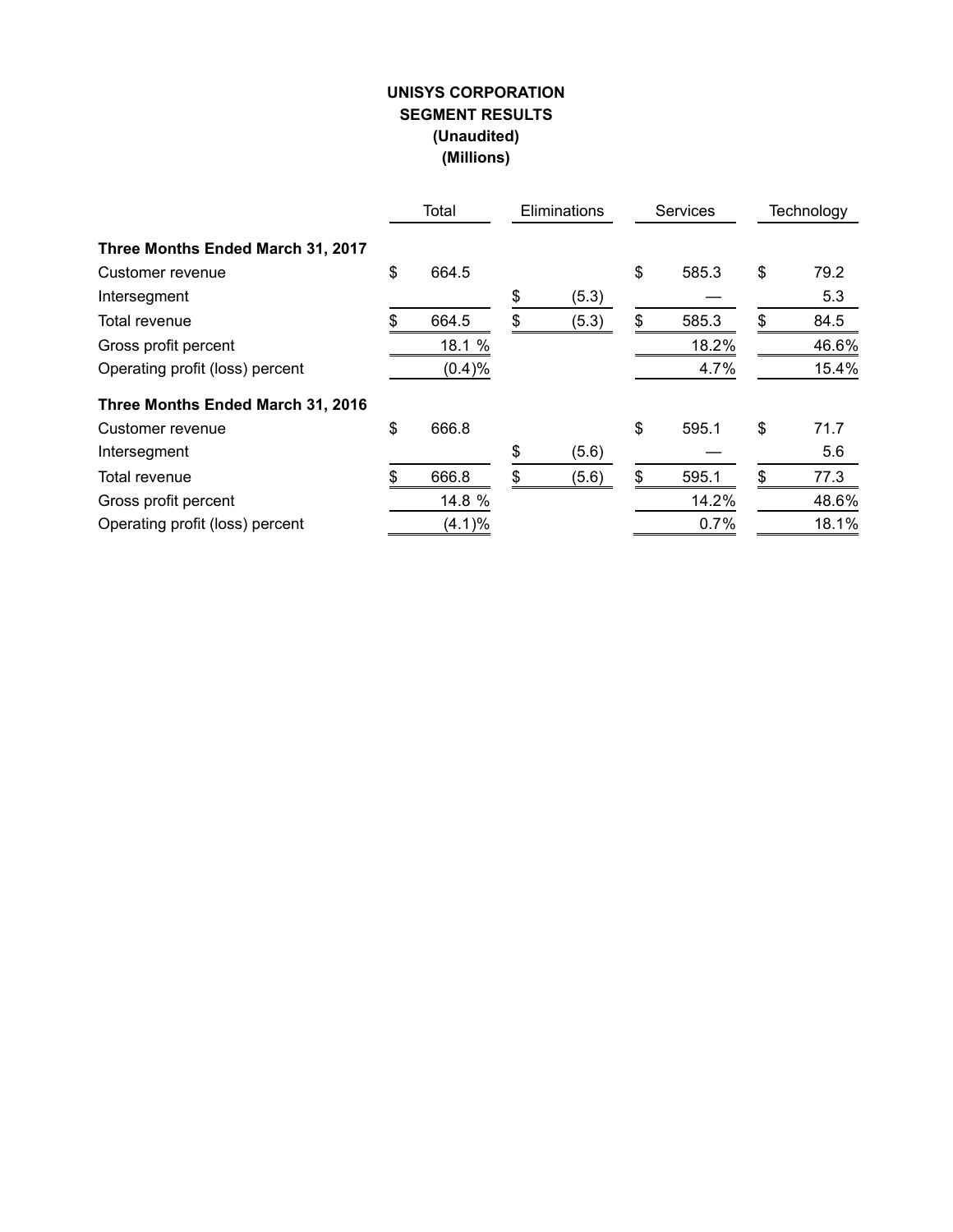**UNISYS CORPORATION**
**SEGMENT RESULTS**
**(Unaudited)**
**(Millions)**

| | Total | Eliminations | Services | Technology |
|---|---|---|---|---|
| **Three Months Ended March 31, 2017** | | | | |
| Customer revenue | $ 664.5 | | $ 585.3 | $ 79.2 |
| Intersegment | | $ (5.3) | — | 5.3 |
| Total revenue | $ 664.5 | $ (5.3) | $ 585.3 | $ 84.5 |
| Gross profit percent | 18.1 % | | 18.2% | 46.6% |
| Operating profit (loss) percent | (0.4)% | | 4.7% | 15.4% |
| **Three Months Ended March 31, 2016** | | | | |
| Customer revenue | $ 666.8 | | $ 595.1 | $ 71.7 |
| Intersegment | | $ (5.6) | — | 5.6 |
| Total revenue | $ 666.8 | $ (5.6) | $ 595.1 | $ 77.3 |
| Gross profit percent | 14.8 % | | 14.2% | 48.6% |
| Operating profit (loss) percent | (4.1)% | | 0.7% | 18.1% |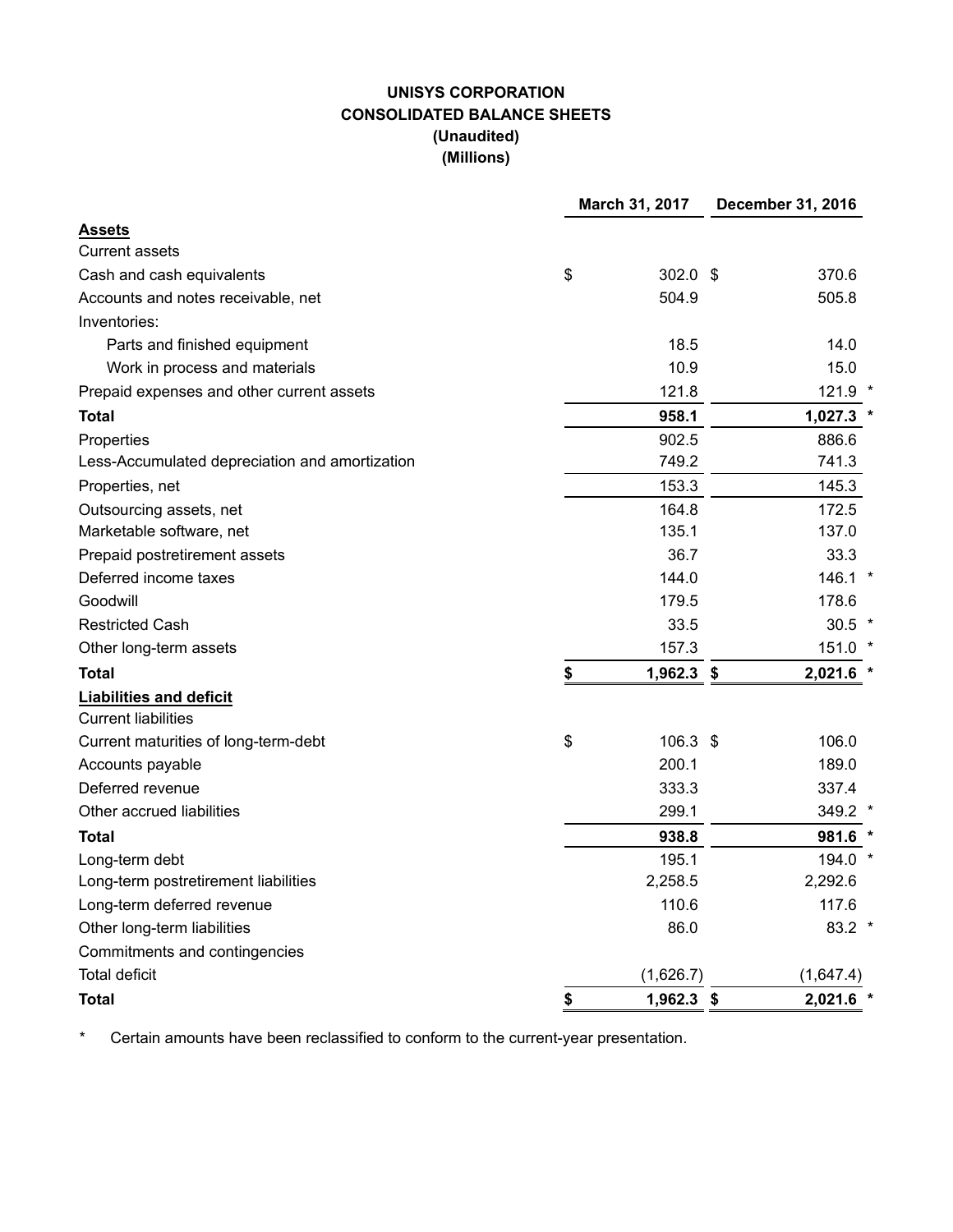# UNISYS CORPORATION
## CONSOLIDATED BALANCE SHEETS
### (Unaudited)
### (Millions)

| | March 31, 2017 | December 31, 2016 |
|---|---|---|
| **Assets** | | |
| Current assets | | |
| Cash and cash equivalents | $ 302.0 | $ 370.6 |
| Accounts and notes receivable, net | 504.9 | 505.8 |
| Inventories: | | |
| Parts and finished equipment | 18.5 | 14.0 |
| Work in process and materials | 10.9 | 15.0 |
| Prepaid expenses and other current assets | 121.8 | 121.9 * |
| **Total** | **958.1** | **1,027.3** * |
| Properties | 902.5 | 886.6 |
| Less-Accumulated depreciation and amortization | 749.2 | 741.3 |
| Properties, net | 153.3 | 145.3 |
| Outsourcing assets, net | 164.8 | 172.5 |
| Marketable software, net | 135.1 | 137.0 |
| Prepaid postretirement assets | 36.7 | 33.3 |
| Deferred income taxes | 144.0 | 146.1 * |
| Goodwill | 179.5 | 178.6 |
| Restricted Cash | 33.5 | 30.5 * |
| Other long-term assets | 157.3 | 151.0 * |
| **Total** | **$ 1,962.3** | **$ 2,021.6** * |
| **Liabilities and deficit** | | |
| Current liabilities | | |
| Current maturities of long-term-debt | $ 106.3 | $ 106.0 |
| Accounts payable | 200.1 | 189.0 |
| Deferred revenue | 333.3 | 337.4 |
| Other accrued liabilities | 299.1 | 349.2 * |
| **Total** | **938.8** | **981.6** * |
| Long-term debt | 195.1 | 194.0 * |
| Long-term postretirement liabilities | 2,258.5 | 2,292.6 |
| Long-term deferred revenue | 110.6 | 117.6 |
| Other long-term liabilities | 86.0 | 83.2 * |
| Commitments and contingencies | | |
| Total deficit | (1,626.7) | (1,647.4) |
| **Total** | **$ 1,962.3** | **$ 2,021.6** * |

\* Certain amounts have been reclassified to conform to the current-year presentation.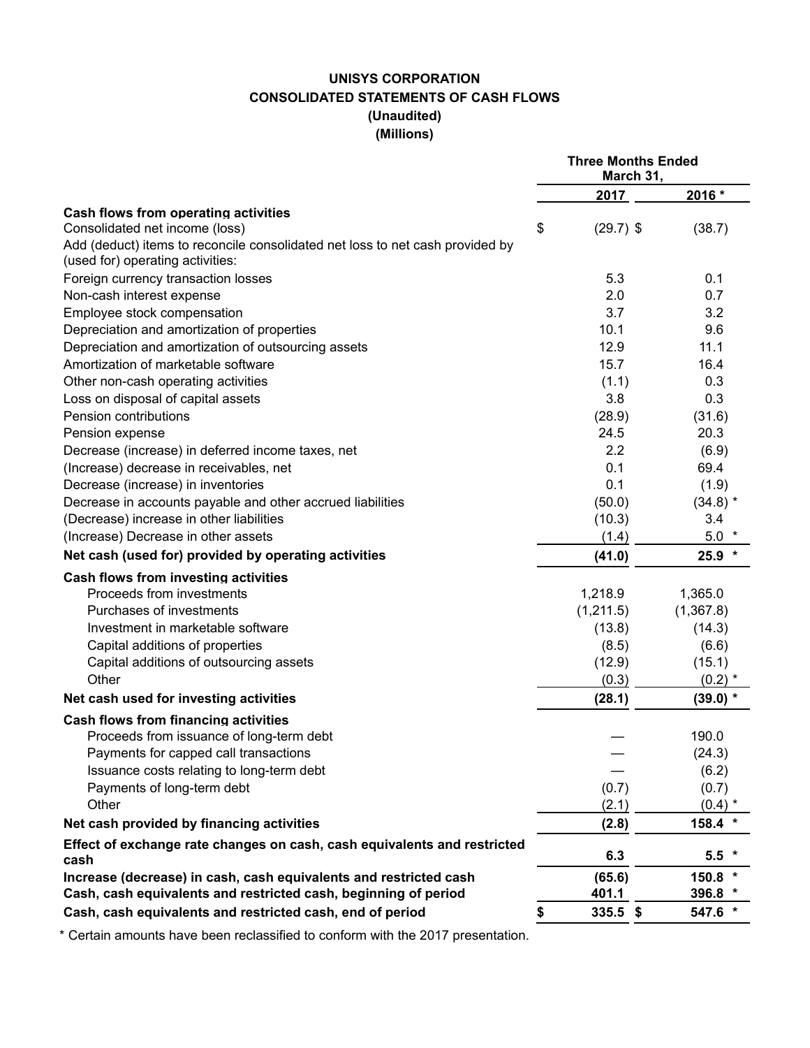**UNISYS CORPORATION**
**CONSOLIDATED STATEMENTS OF CASH FLOWS**
**(Unaudited)**
**(Millions)**

| | Three Months Ended March 31, | |
|---|---|---|
| | **2017** | **2016 *** |
| **Cash flows from operating activities** | | |
| Consolidated net income (loss) | $ (29.7) | $ (38.7) |
| Add (deduct) items to reconcile consolidated net loss to net cash provided by (used for) operating activities: | | |
| Foreign currency transaction losses | 5.3 | 0.1 |
| Non-cash interest expense | 2.0 | 0.7 |
| Employee stock compensation | 3.7 | 3.2 |
| Depreciation and amortization of properties | 10.1 | 9.6 |
| Depreciation and amortization of outsourcing assets | 12.9 | 11.1 |
| Amortization of marketable software | 15.7 | 16.4 |
| Other non-cash operating activities | (1.1) | 0.3 |
| Loss on disposal of capital assets | 3.8 | 0.3 |
| Pension contributions | (28.9) | (31.6) |
| Pension expense | 24.5 | 20.3 |
| Decrease (increase) in deferred income taxes, net | 2.2 | (6.9) |
| (Increase) decrease in receivables, net | 0.1 | 69.4 |
| Decrease (increase) in inventories | 0.1 | (1.9) |
| Decrease in accounts payable and other accrued liabilities | (50.0) | (34.8) * |
| (Decrease) increase in other liabilities | (10.3) | 3.4 |
| (Increase) Decrease in other assets | (1.4) | 5.0 * |
| **Net cash (used for) provided by operating activities** | **(41.0)** | **25.9 *** |
| **Cash flows from investing activities** | | |
| Proceeds from investments | 1,218.9 | 1,365.0 |
| Purchases of investments | (1,211.5) | (1,367.8) |
| Investment in marketable software | (13.8) | (14.3) |
| Capital additions of properties | (8.5) | (6.6) |
| Capital additions of outsourcing assets | (12.9) | (15.1) |
| Other | (0.3) | (0.2) * |
| **Net cash used for investing activities** | **(28.1)** | **(39.0) *** |
| **Cash flows from financing activities** | | |
| Proceeds from issuance of long-term debt | — | 190.0 |
| Payments for capped call transactions | — | (24.3) |
| Issuance costs relating to long-term debt | — | (6.2) |
| Payments of long-term debt | (0.7) | (0.7) |
| Other | (2.1) | (0.4) * |
| **Net cash provided by financing activities** | **(2.8)** | **158.4 *** |
| **Effect of exchange rate changes on cash, cash equivalents and restricted cash** | **6.3** | **5.5 *** |
| **Increase (decrease) in cash, cash equivalents and restricted cash** | **(65.6)** | **150.8 *** |
| **Cash, cash equivalents and restricted cash, beginning of period** | **401.1** | **396.8 *** |
| **Cash, cash equivalents and restricted cash, end of period** | **$ 335.5** | **$ 547.6 *** |

* Certain amounts have been reclassified to conform with the 2017 presentation.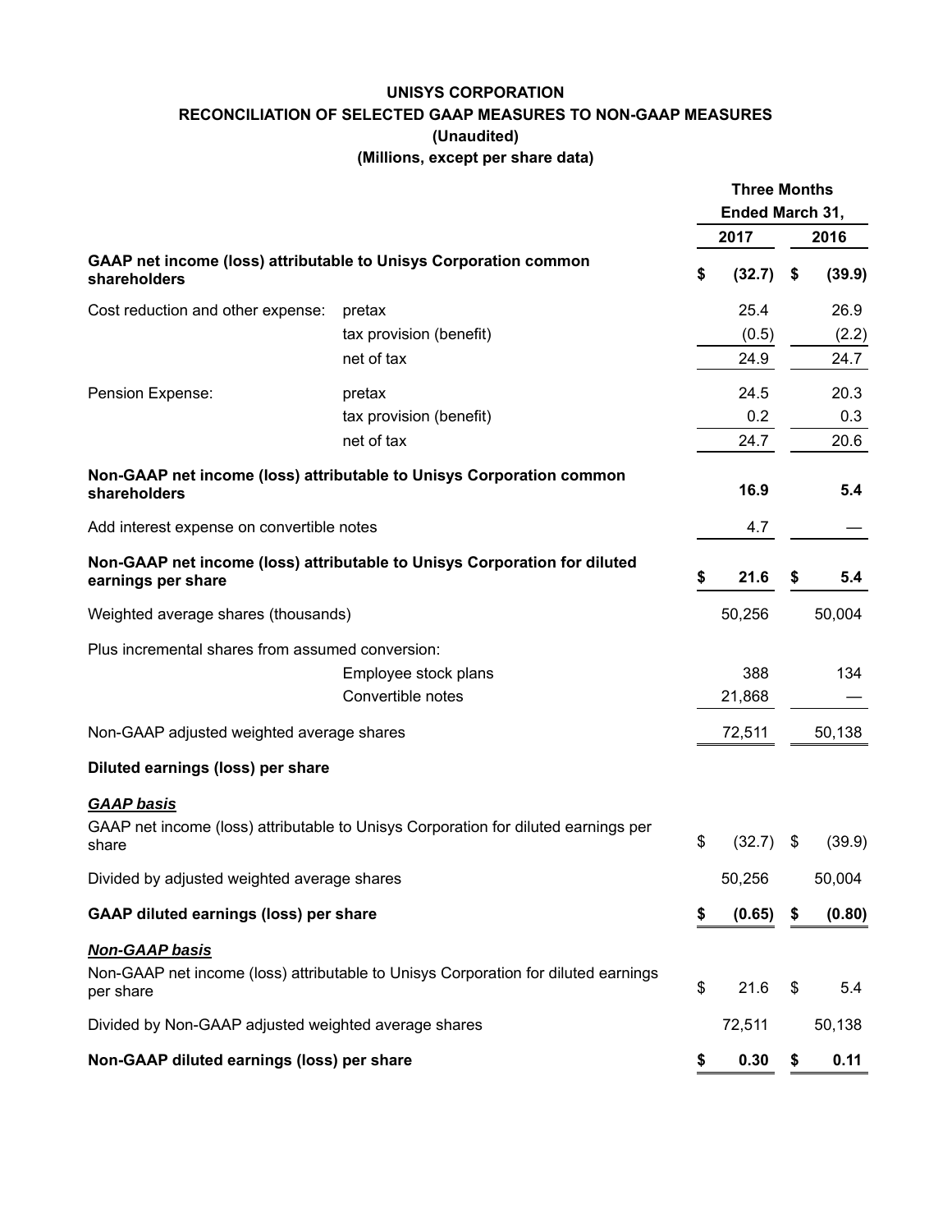# UNISYS CORPORATION

## RECONCILIATION OF SELECTED GAAP MEASURES TO NON-GAAP MEASURES

**(Unaudited)**

**(Millions, except per share data)**

| | | Three Months Ended March 31, | |
|---|---|---|---|
| | | **2017** | **2016** |
| **GAAP net income (loss) attributable to Unisys Corporation common shareholders** | | **$ (32.7)** | **$ (39.9)** |
| Cost reduction and other expense: | pretax | 25.4 | 26.9 |
| | tax provision (benefit) | (0.5) | (2.2) |
| | net of tax | 24.9 | 24.7 |
| Pension Expense: | pretax | 24.5 | 20.3 |
| | tax provision (benefit) | 0.2 | 0.3 |
| | net of tax | 24.7 | 20.6 |
| **Non-GAAP net income (loss) attributable to Unisys Corporation common shareholders** | | **16.9** | **5.4** |
| Add interest expense on convertible notes | | 4.7 | — |
| **Non-GAAP net income (loss) attributable to Unisys Corporation for diluted earnings per share** | | **$ 21.6** | **$ 5.4** |
| Weighted average shares (thousands) | | 50,256 | 50,004 |
| Plus incremental shares from assumed conversion: | | | |
| | Employee stock plans | 388 | 134 |
| | Convertible notes | 21,868 | — |
| Non-GAAP adjusted weighted average shares | | 72,511 | 50,138 |
| **Diluted earnings (loss) per share** | | | |
| ***GAAP basis*** | | | |
| GAAP net income (loss) attributable to Unisys Corporation for diluted earnings per share | | $ (32.7) | $ (39.9) |
| Divided by adjusted weighted average shares | | 50,256 | 50,004 |
| **GAAP diluted earnings (loss) per share** | | **$ (0.65)** | **$ (0.80)** |
| ***Non-GAAP basis*** | | | |
| Non-GAAP net income (loss) attributable to Unisys Corporation for diluted earnings per share | | $ 21.6 | $ 5.4 |
| Divided by Non-GAAP adjusted weighted average shares | | 72,511 | 50,138 |
| **Non-GAAP diluted earnings (loss) per share** | | **$ 0.30** | **$ 0.11** |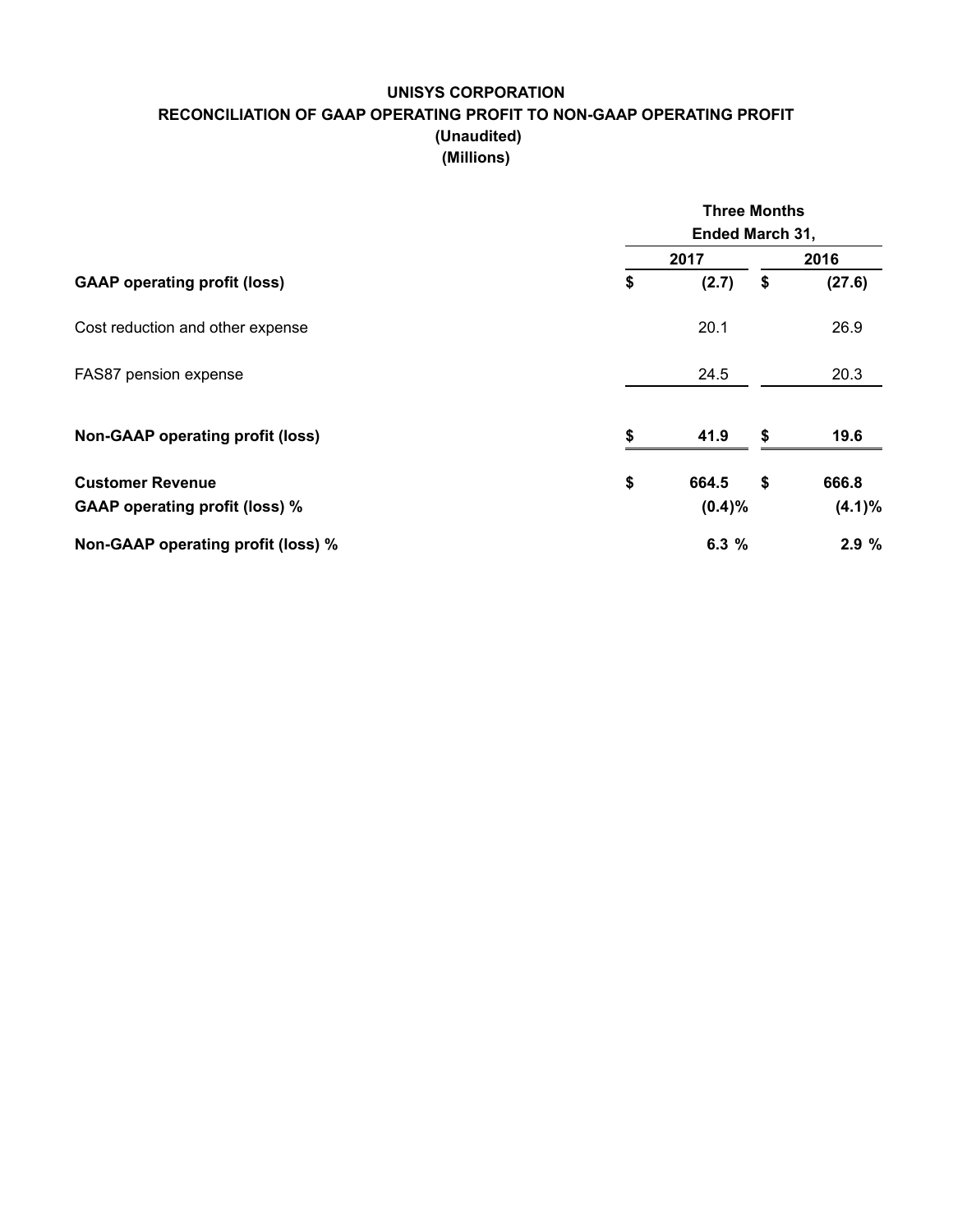# UNISYS CORPORATION
## RECONCILIATION OF GAAP OPERATING PROFIT TO NON-GAAP OPERATING PROFIT
### (Unaudited)
### (Millions)

| | Three Months Ended March 31, | |
|---|---|---|
| | 2017 | 2016 |
| **GAAP operating profit (loss)** | **$ (2.7)** | **$ (27.6)** |
| Cost reduction and other expense | 20.1 | 26.9 |
| FAS87 pension expense | 24.5 | 20.3 |
| **Non-GAAP operating profit (loss)** | **$ 41.9** | **$ 19.6** |
| **Customer Revenue** | **$ 664.5** | **$ 666.8** |
| **GAAP operating profit (loss) %** | **(0.4)%** | **(4.1)%** |
| **Non-GAAP operating profit (loss) %** | **6.3 %** | **2.9 %** |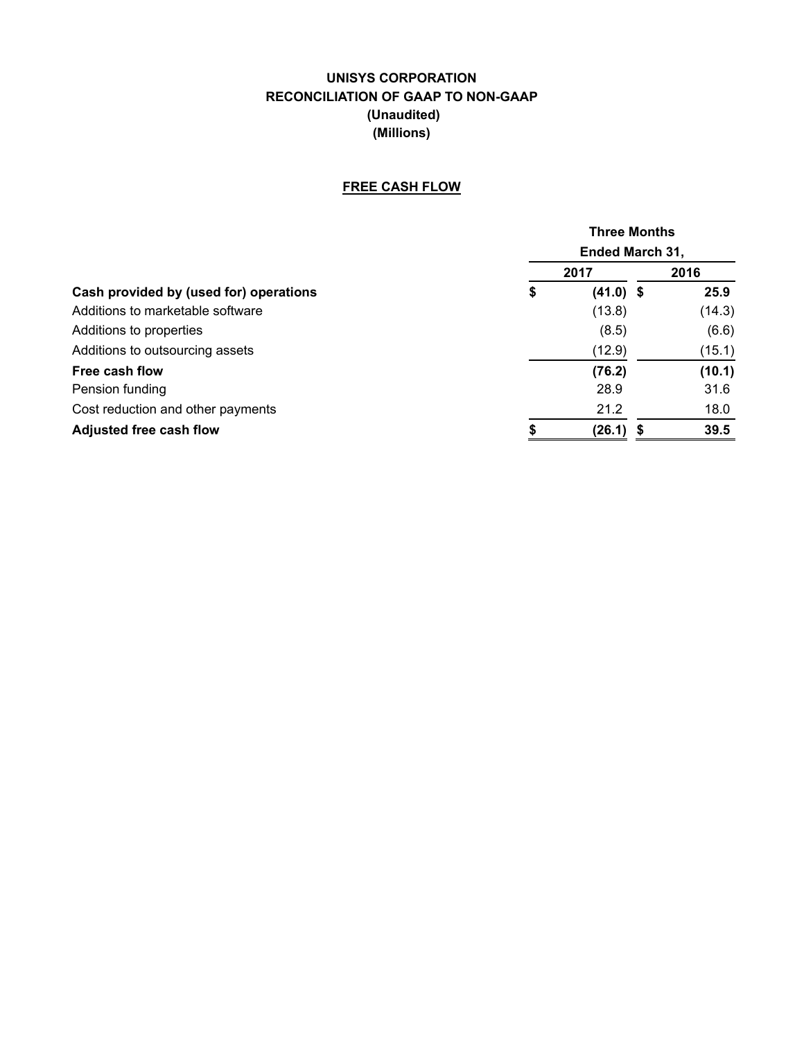# UNISYS CORPORATION
## RECONCILIATION OF GAAP TO NON-GAAP
### (Unaudited)
### (Millions)

**FREE CASH FLOW**

| | Three Months Ended March 31, | |
|---|---|---|
| | 2017 | 2016 |
| **Cash provided by (used for) operations** | **$ (41.0)** | **$ 25.9** |
| Additions to marketable software | (13.8) | (14.3) |
| Additions to properties | (8.5) | (6.6) |
| Additions to outsourcing assets | (12.9) | (15.1) |
| **Free cash flow** | **(76.2)** | **(10.1)** |
| Pension funding | 28.9 | 31.6 |
| Cost reduction and other payments | 21.2 | 18.0 |
| **Adjusted free cash flow** | **$ (26.1)** | **$ 39.5** |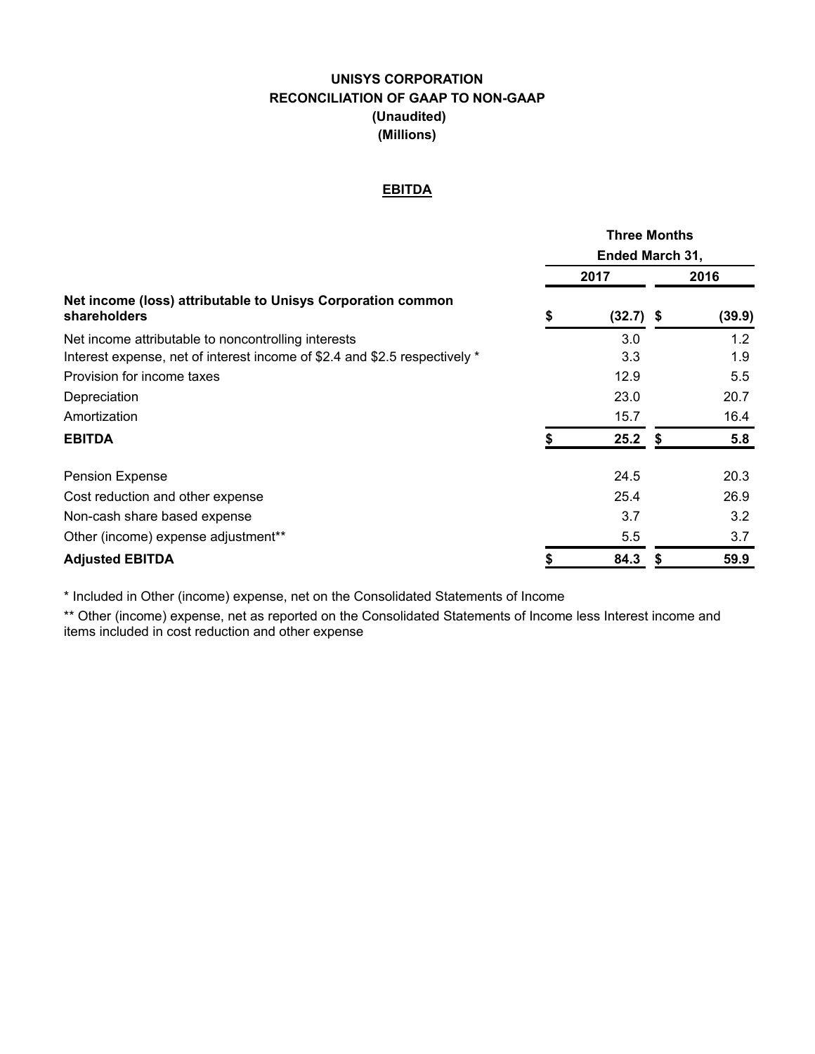**UNISYS CORPORATION**
**RECONCILIATION OF GAAP TO NON-GAAP**
**(Unaudited)**
**(Millions)**

**EBITDA**

| | Three Months Ended March 31, | |
|---|---|---|
| | 2017 | 2016 |
| **Net income (loss) attributable to Unisys Corporation common shareholders** | $ (32.7) | $ (39.9) |
| Net income attributable to noncontrolling interests | 3.0 | 1.2 |
| Interest expense, net of interest income of $2.4 and $2.5 respectively * | 3.3 | 1.9 |
| Provision for income taxes | 12.9 | 5.5 |
| Depreciation | 23.0 | 20.7 |
| Amortization | 15.7 | 16.4 |
| **EBITDA** | **$ 25.2** | **$ 5.8** |
| Pension Expense | 24.5 | 20.3 |
| Cost reduction and other expense | 25.4 | 26.9 |
| Non-cash share based expense | 3.7 | 3.2 |
| Other (income) expense adjustment** | 5.5 | 3.7 |
| **Adjusted EBITDA** | **$ 84.3** | **$ 59.9** |

* Included in Other (income) expense, net on the Consolidated Statements of Income

** Other (income) expense, net as reported on the Consolidated Statements of Income less Interest income and items included in cost reduction and other expense